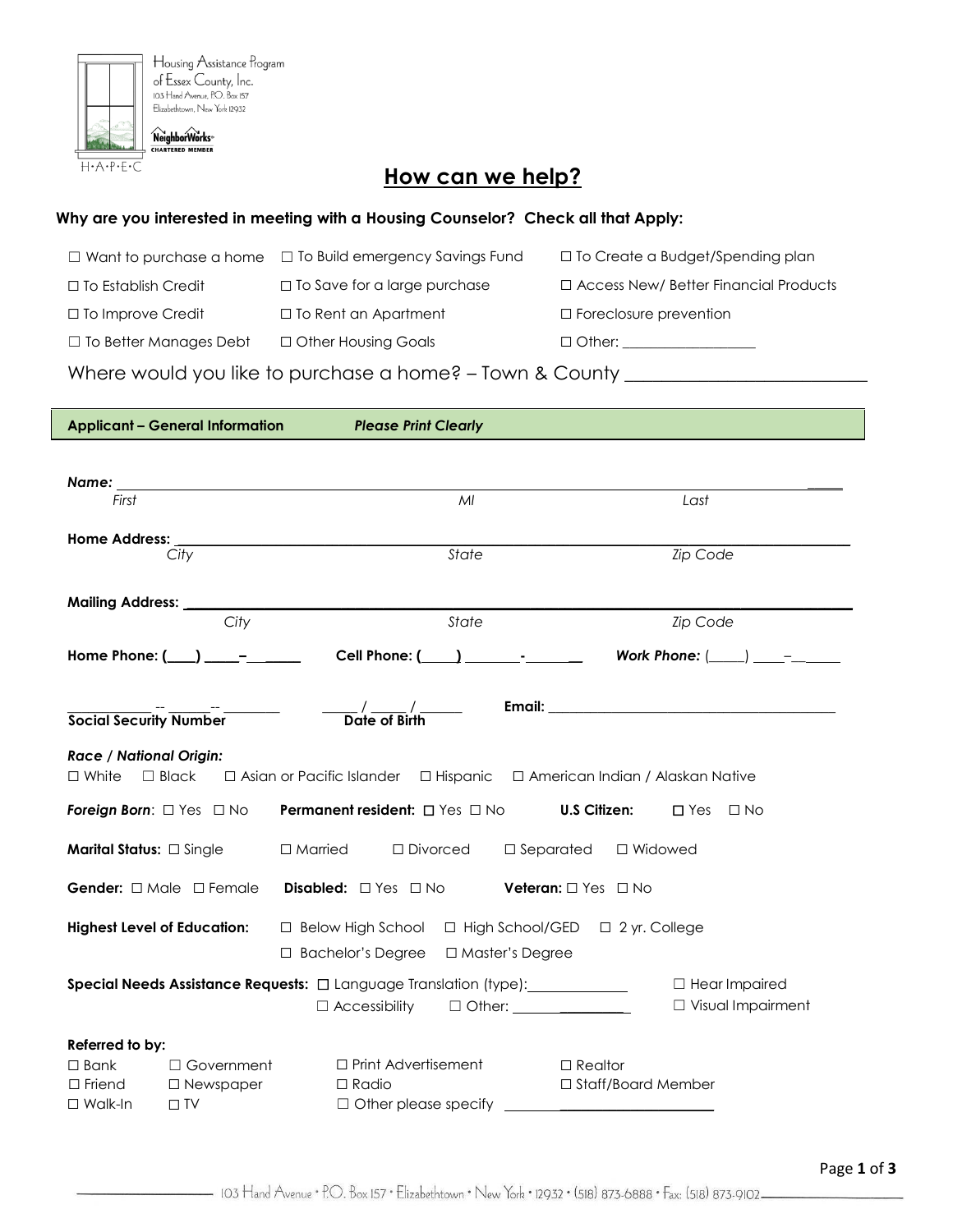Housing Assistance Program
of Essex County, Inc.
103 Hand Avenue, P.O. Box 157
Elizabethtown, New York 12932

NeighborWorks CHARTERED MEMBER

H·A·P·E·C

# How can we help?

**Why are you interested in meeting with a Housing Counselor? Check all that Apply:**

☐ Want to purchase a home ☐ To Build emergency Savings Fund ☐ To Create a Budget/Spending plan

☐ To Establish Credit ☐ To Save for a large purchase ☐ Access New/ Better Financial Products

☐ To Improve Credit ☐ To Rent an Apartment ☐ Foreclosure prevention

☐ To Better Manages Debt ☐ Other Housing Goals ☐ Other: __________________

Where would you like to purchase a home? – Town & County ___________________________

**Applicant – General Information** ***Please Print Clearly***

***Name:*** ______________________________________________________________________
*First* *MI* *Last*

**Home Address:** ______________________________________________________________
*City* *State* *Zip Code*

**Mailing Address:** ____________________________________________________________
*City* *State* *Zip Code*

**Home Phone: (____) _____–_______** **Cell Phone: (_____) ________-________** ***Work Phone:*** (_____) ____–______

___________ -- ______-- ________ _____ / _____ / ______ **Email:** ________________________________________
**Social Security Number** **Date of Birth**

***Race / National Origin:***
☐ White ☐ Black ☐ Asian or Pacific Islander ☐ Hispanic ☐ American Indian / Alaskan Native

***Foreign Born***: ☐ Yes ☐ No **Permanent resident:** ☐ Yes ☐ No **U.S Citizen:** ☐ Yes ☐ No

**Marital Status:** ☐ Single ☐ Married ☐ Divorced ☐ Separated ☐ Widowed

**Gender:** ☐ Male ☐ Female **Disabled:** ☐ Yes ☐ No **Veteran:** ☐ Yes ☐ No

**Highest Level of Education:** ☐ Below High School ☐ High School/GED ☐ 2 yr. College
☐ Bachelor's Degree ☐ Master's Degree

**Special Needs Assistance Requests:** ☐ Language Translation (type):______________ ☐ Hear Impaired
☐ Accessibility ☐ Other: _________________ ☐ Visual Impairment

**Referred to by:**

☐ Bank ☐ Government ☐ Print Advertisement ☐ Realtor

☐ Friend ☐ Newspaper ☐ Radio ☐ Staff/Board Member

☐ Walk-In ☐ TV ☐ Other please specify ____________________________

103 Hand Avenue • P.O. Box 157 • Elizabethtown • New York • 12932 • (518) 873-6888 • Fax: (518) 873-9102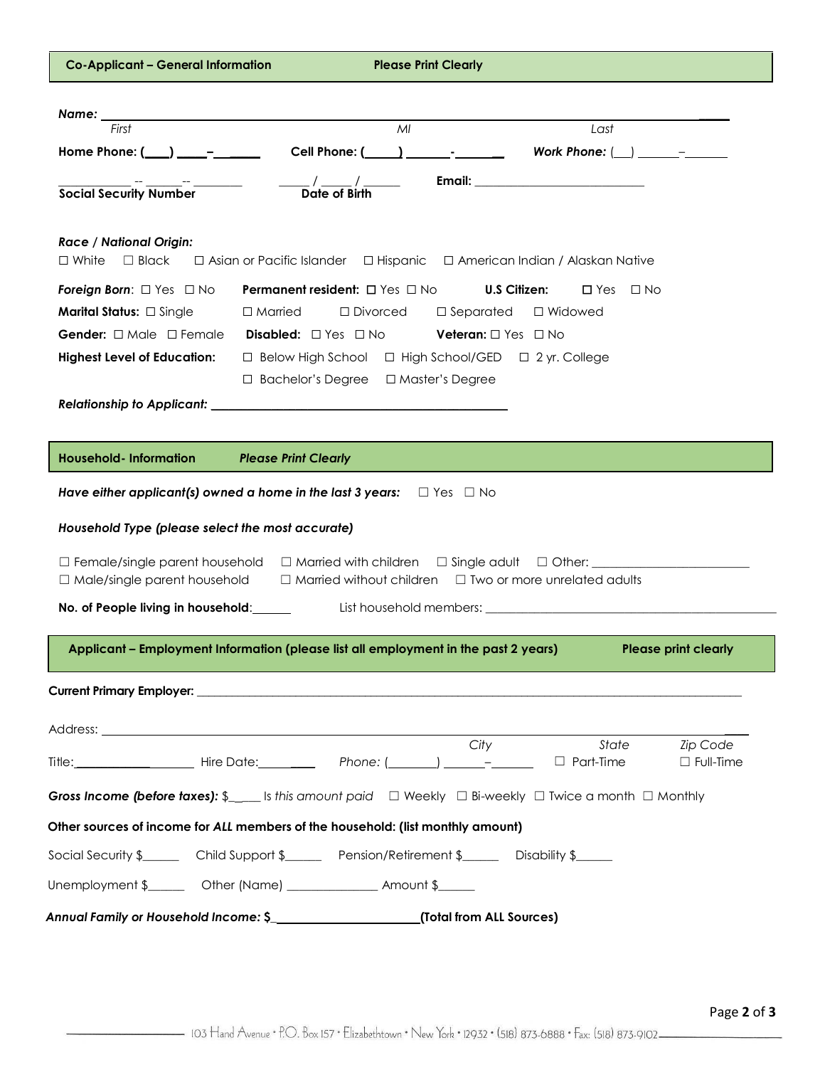## Co-Applicant – General Information    Please Print Clearly

**Name:** ______________________________________________________________
First                                   MI                                   Last

**Home Phone:** (___) ____–______    **Cell Phone:** (_____) ______-______    ***Work Phone:*** (__) ______–_______

_________ -- ______-- ________    _____ / _____ / ______    **Email:** _________________________
**Social Security Number**    **Date of Birth**

***Race / National Origin:***
☐ White  ☐ Black  ☐ Asian or Pacific Islander  ☐ Hispanic  ☐ American Indian / Alaskan Native

***Foreign Born***: ☐ Yes ☐ No    **Permanent resident:** ☐ Yes ☐ No    **U.S Citizen:** ☐ Yes ☐ No

**Marital Status:** ☐ Single  ☐ Married  ☐ Divorced  ☐ Separated  ☐ Widowed

**Gender:** ☐ Male ☐ Female    **Disabled:** ☐ Yes ☐ No    **Veteran:** ☐ Yes ☐ No

**Highest Level of Education:**  ☐ Below High School  ☐ High School/GED  ☐ 2 yr. College
☐ Bachelor's Degree  ☐ Master's Degree

***Relationship to Applicant:*** ___________________________________________

## Household- Information    *Please Print Clearly*

***Have either applicant(s) owned a home in the last 3 years:*** ☐ Yes ☐ No

***Household Type (please select the most accurate)***

☐ Female/single parent household  ☐ Married with children  ☐ Single adult  ☐ Other: ______________________
☐ Male/single parent household  ☐ Married without children  ☐ Two or more unrelated adults

**No. of People living in household**:______    List household members: ____________________________________________

## Applicant – Employment Information (please list all employment in the past 2 years)    Please print clearly

**Current Primary Employer:** ______________________________________________________________________________

Address: ______________________________________________________________________________
City                    State                    Zip Code

Title:____________________ Hire Date:_________    *Phone:* (_______) ______–_______    ☐ Part-Time    ☐ Full-Time

***Gross Income (before taxes):*** $_____ *Is this amount paid*  ☐ Weekly  ☐ Bi-weekly  ☐ Twice a month  ☐ Monthly

**Other sources of income for *ALL* members of the household: (list monthly amount)**

Social Security $______  Child Support $______  Pension/Retirement $______  Disability $______

Unemployment $______  Other (Name) ______________ Amount $______

***Annual Family or Household Income:* $**______________________**(Total from ALL Sources)**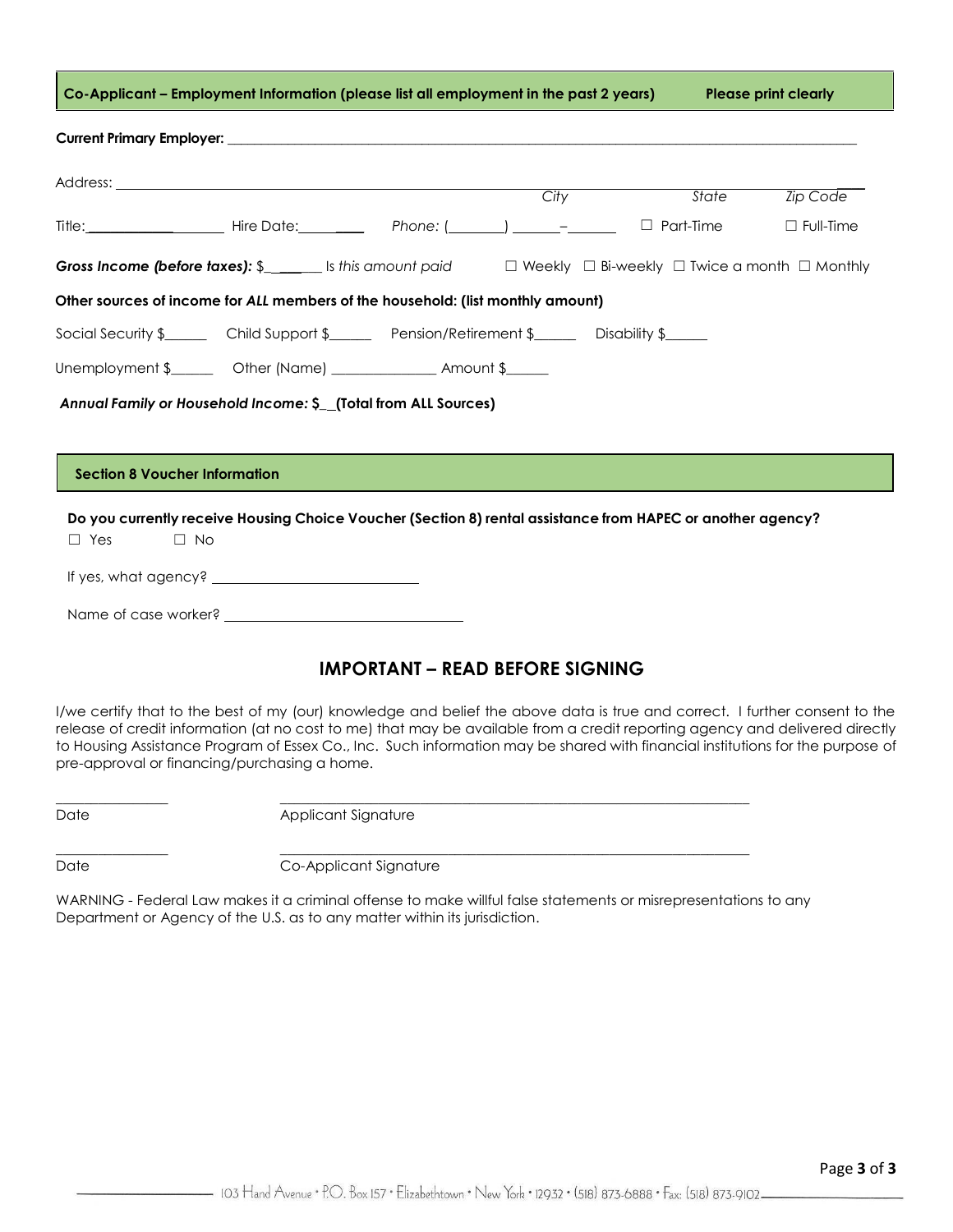**Co-Applicant – Employment Information (please list all employment in the past 2 years)** **Please print clearly**

**Current Primary Employer:** ____________________________________________

Address: ____________________________________________ *City* *State* *Zip Code*

Title: ____________________ Hire Date: ________ *Phone:* (_______) ______–______ ☐ Part-Time ☐ Full-Time

***Gross Income (before taxes):*** $________ Is *this amount paid* ☐ Weekly ☐ Bi-weekly ☐ Twice a month ☐ Monthly

**Other sources of income for *ALL* members of the household: (list monthly amount)**

Social Security $______ Child Support $______ Pension/Retirement $______ Disability $______

Unemployment $______ Other (Name) ______________ Amount $______

***Annual Family or Household Income:* $__(Total from ALL Sources)**

**Section 8 Voucher Information**

**Do you currently receive Housing Choice Voucher (Section 8) rental assistance from HAPEC or another agency?**

☐ Yes ☐ No

If yes, what agency? ____________________________

Name of case worker? ________________________________

## IMPORTANT – READ BEFORE SIGNING

I/we certify that to the best of my (our) knowledge and belief the above data is true and correct. I further consent to the release of credit information (at no cost to me) that may be available from a credit reporting agency and delivered directly to Housing Assistance Program of Essex Co., Inc. Such information may be shared with financial institutions for the purpose of pre-approval or financing/purchasing a home.

________________ ____________________________________________

Date Applicant Signature

________________ ____________________________________________

Date Co-Applicant Signature

WARNING - Federal Law makes it a criminal offense to make willful false statements or misrepresentations to any Department or Agency of the U.S. as to any matter within its jurisdiction.

103 Hand Avenue • P.O. Box 157 • Elizabethtown • New York • 12932 • (518) 873-6888 • Fax: (518) 873-9102